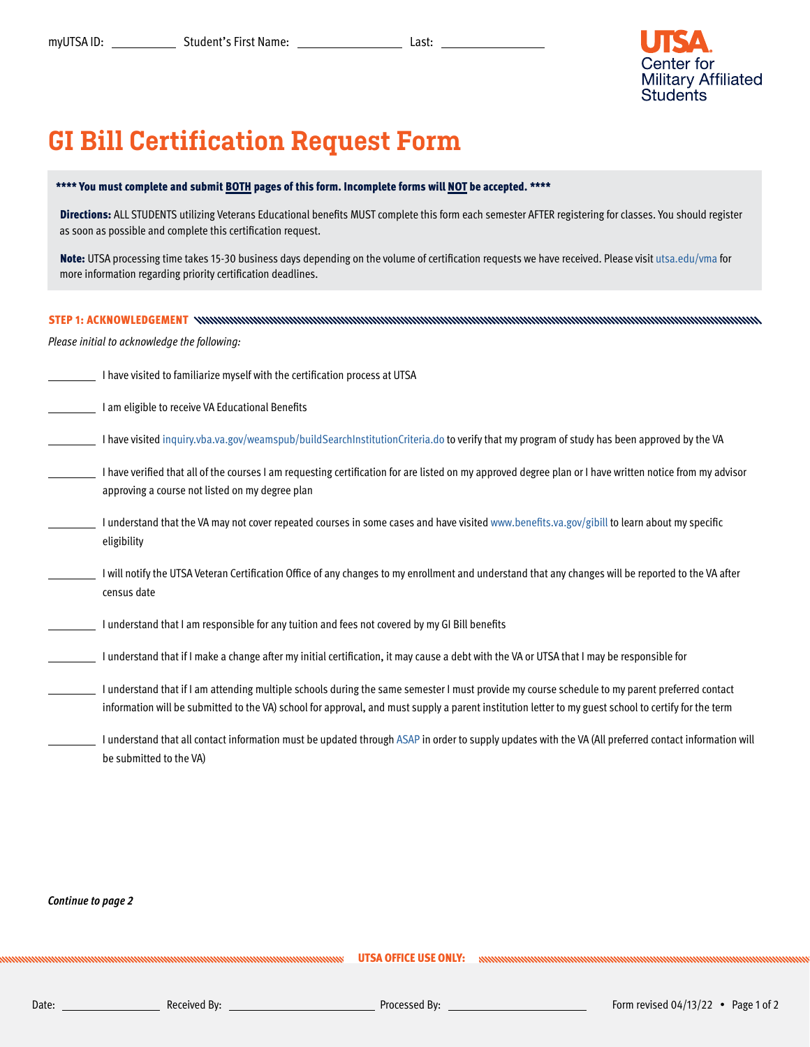myUTSA ID: __________ Student's First Name: ________________ Last: ________________

UTSA Center for Military Affiliated Students

# GI Bill Certification Request Form

**\*\*\*\* You must complete and submit BOTH pages of this form. Incomplete forms will NOT be accepted. \*\*\*\***

**Directions:** ALL STUDENTS utilizing Veterans Educational benefits MUST complete this form each semester AFTER registering for classes. You should register as soon as possible and complete this certification request.

**Note:** UTSA processing time takes 15-30 business days depending on the volume of certification requests we have received. Please visit utsa.edu/vma for more information regarding priority certification deadlines.

## STEP 1: ACKNOWLEDGEMENT

*Please initial to acknowledge the following:*

________ I have visited to familiarize myself with the certification process at UTSA

________ I am eligible to receive VA Educational Benefits

________ I have visited inquiry.vba.va.gov/weamspub/buildSearchInstitutionCriteria.do to verify that my program of study has been approved by the VA

________ I have verified that all of the courses I am requesting certification for are listed on my approved degree plan or I have written notice from my advisor approving a course not listed on my degree plan

________ I understand that the VA may not cover repeated courses in some cases and have visited www.benefits.va.gov/gibill to learn about my specific eligibility

________ I will notify the UTSA Veteran Certification Office of any changes to my enrollment and understand that any changes will be reported to the VA after census date

________ I understand that I am responsible for any tuition and fees not covered by my GI Bill benefits

________ I understand that if I make a change after my initial certification, it may cause a debt with the VA or UTSA that I may be responsible for

________ I understand that if I am attending multiple schools during the same semester I must provide my course schedule to my parent preferred contact information will be submitted to the VA) school for approval, and must supply a parent institution letter to my guest school to certify for the term

________ I understand that all contact information must be updated through ASAP in order to supply updates with the VA (All preferred contact information will be submitted to the VA)

*Continue to page 2*

**UTSA OFFICE USE ONLY:**

Date: ________________ Received By: ________________________ Processed By: ________________________

Form revised 04/13/22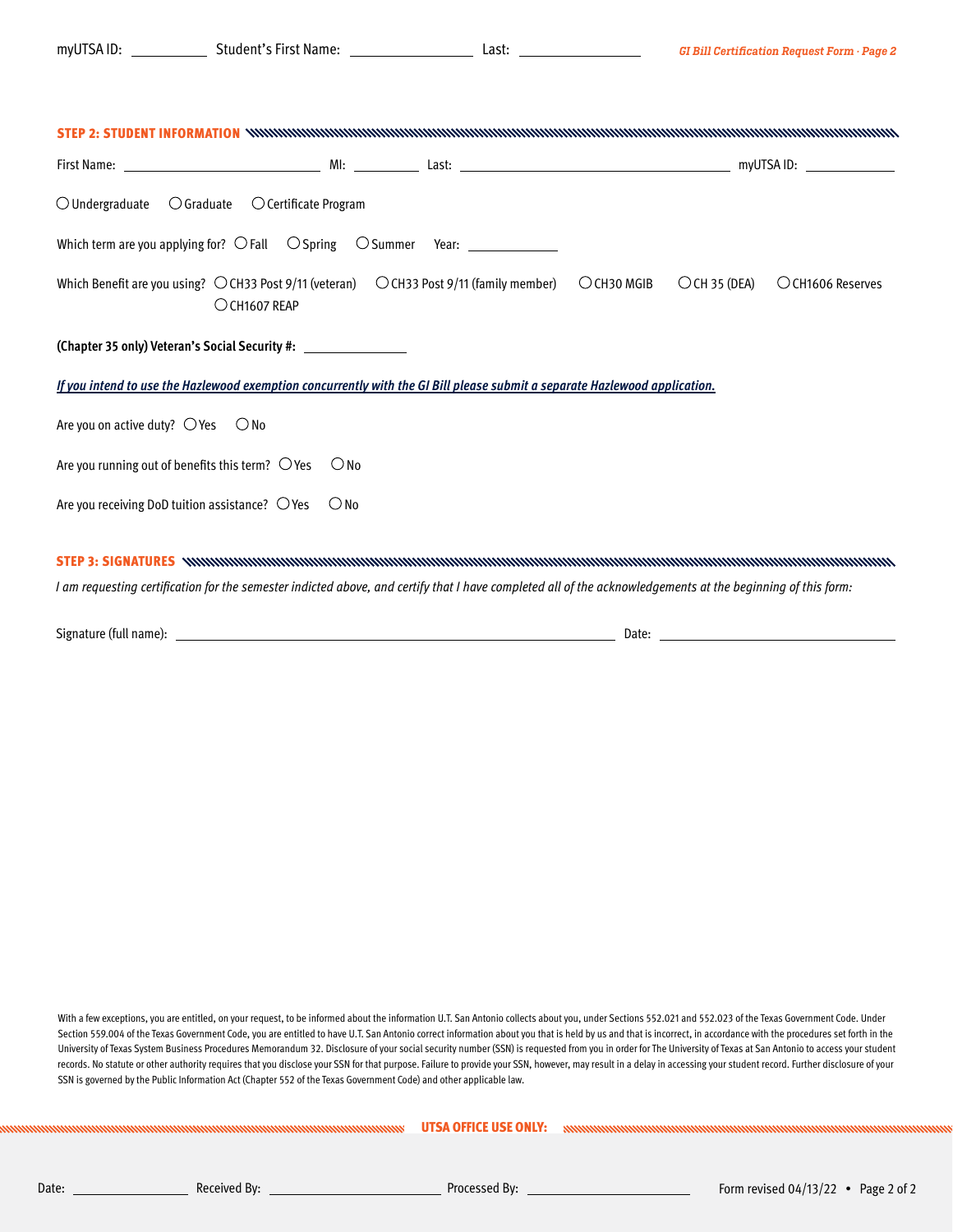myUTSA ID: __________ Student's First Name: ________________ Last: ________________

## STEP 2: STUDENT INFORMATION

First Name: ________________________ MI: ________ Last: ________________________________ myUTSA ID: ____________

○ Undergraduate ○ Graduate ○ Certificate Program

Which term are you applying for? ○ Fall ○ Spring ○ Summer Year: ____________

Which Benefit are you using? ○ CH33 Post 9/11 (veteran) ○ CH33 Post 9/11 (family member) ○ CH30 MGIB ○ CH 35 (DEA) ○ CH1606 Reserves ○ CH1607 REAP

**(Chapter 35 only) Veteran's Social Security #:** ______________

***If you intend to use the Hazlewood exemption concurrently with the GI Bill please submit a separate Hazlewood application.***

Are you on active duty? ○ Yes ○ No

Are you running out of benefits this term? ○ Yes ○ No

Are you receiving DoD tuition assistance? ○ Yes ○ No

## STEP 3: SIGNATURES

*I am requesting certification for the semester indicted above, and certify that I have completed all of the acknowledgements at the beginning of this form:*

Signature (full name): ________________________________________________ Date: ____________________

With a few exceptions, you are entitled, on your request, to be informed about the information U.T. San Antonio collects about you, under Sections 552.021 and 552.023 of the Texas Government Code. Under Section 559.004 of the Texas Government Code, you are entitled to have U.T. San Antonio correct information about you that is held by us and that is incorrect, in accordance with the procedures set forth in the University of Texas System Business Procedures Memorandum 32. Disclosure of your social security number (SSN) is requested from you in order for The University of Texas at San Antonio to access your student records. No statute or other authority requires that you disclose your SSN for that purpose. Failure to provide your SSN, however, may result in a delay in accessing your student record. Further disclosure of your SSN is governed by the Public Information Act (Chapter 552 of the Texas Government Code) and other applicable law.

**UTSA OFFICE USE ONLY:**

Date: ______________ Received By: ____________________ Processed By: ____________________

Form revised 04/13/22